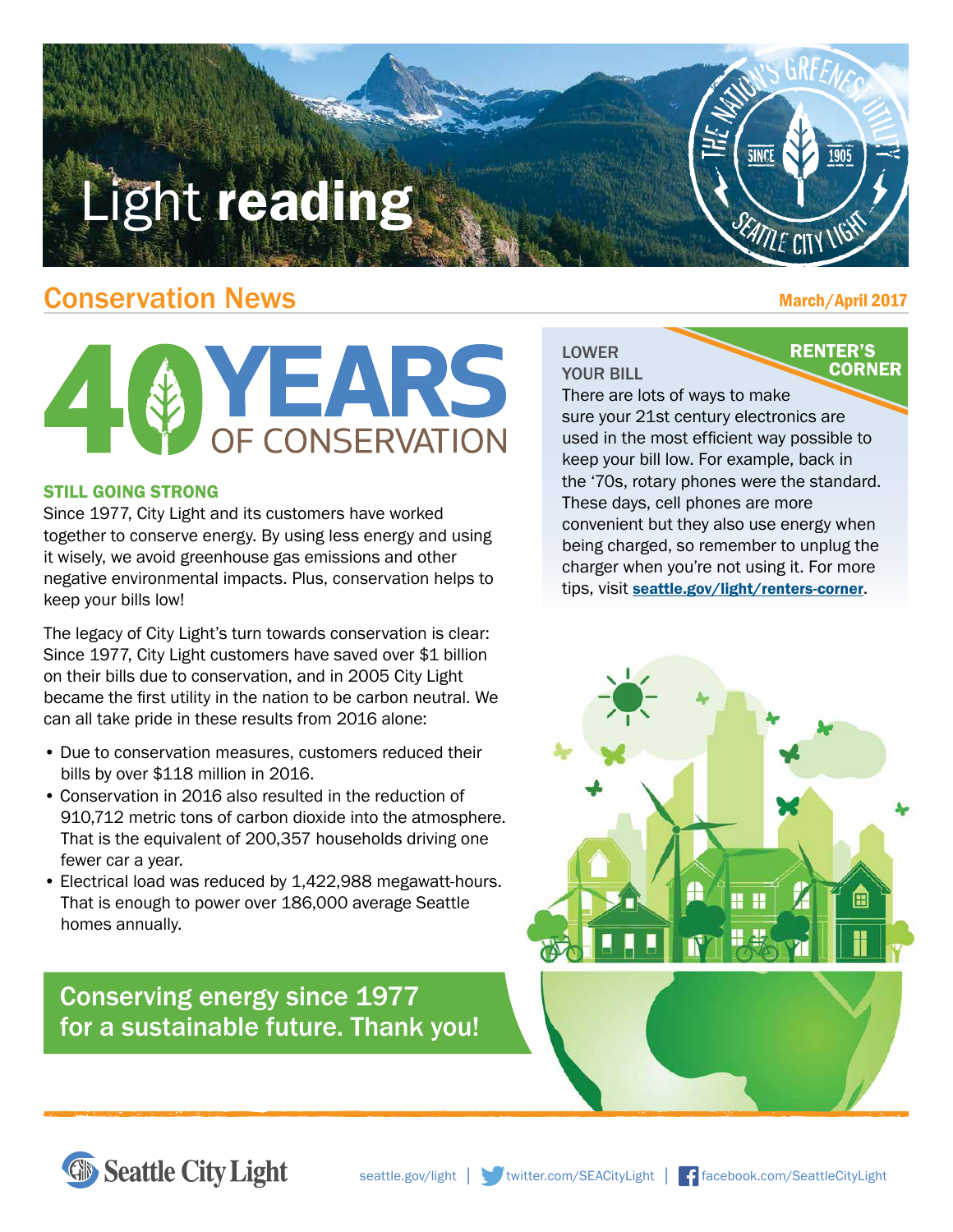# Light reading

## Conservation News

March/April 2017

# 40 YEARS OF CONSERVATION

### STILL GOING STRONG

Since 1977, City Light and its customers have worked together to conserve energy. By using less energy and using it wisely, we avoid greenhouse gas emissions and other negative environmental impacts. Plus, conservation helps to keep your bills low!

The legacy of City Light's turn towards conservation is clear: Since 1977, City Light customers have saved over $1 billion on their bills due to conservation, and in 2005 City Light became the first utility in the nation to be carbon neutral. We can all take pride in these results from 2016 alone:

- Due to conservation measures, customers reduced their bills by over $118 million in 2016.
- Conservation in 2016 also resulted in the reduction of 910,712 metric tons of carbon dioxide into the atmosphere. That is the equivalent of 200,357 households driving one fewer car a year.
- Electrical load was reduced by 1,422,988 megawatt-hours. That is enough to power over 186,000 average Seattle homes annually.

**Conserving energy since 1977 for a sustainable future. Thank you!**

### RENTER'S CORNER

**LOWER YOUR BILL**

There are lots of ways to make sure your 21st century electronics are used in the most efficient way possible to keep your bill low. For example, back in the '70s, rotary phones were the standard. These days, cell phones are more convenient but they also use energy when being charged, so remember to unplug the charger when you're not using it. For more tips, visit **seattle.gov/light/renters-corner**.

Seattle City Light

seattle.gov/light | twitter.com/SEACityLight | facebook.com/SeattleCityLight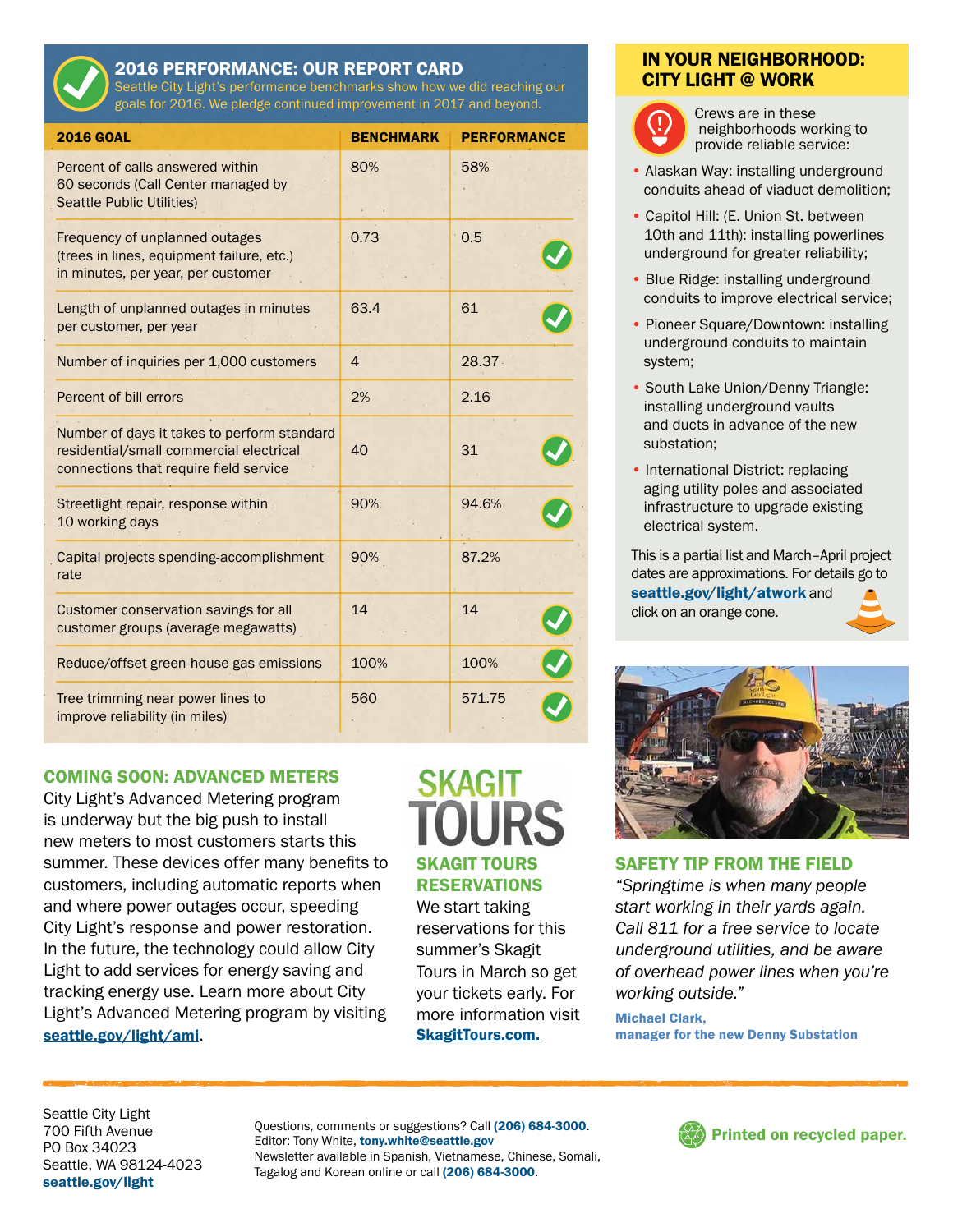## 2016 PERFORMANCE: OUR REPORT CARD

Seattle City Light's performance benchmarks show how we did reaching our goals for 2016. We pledge continued improvement in 2017 and beyond.

| 2016 GOAL | BENCHMARK | PERFORMANCE |
|---|---|---|
| Percent of calls answered within 60 seconds (Call Center managed by Seattle Public Utilities) | 80% | 58% |
| Frequency of unplanned outages (trees in lines, equipment failure, etc.) in minutes, per year, per customer | 0.73 | 0.5 ✓ |
| Length of unplanned outages in minutes per customer, per year | 63.4 | 61 ✓ |
| Number of inquiries per 1,000 customers | 4 | 28.37 |
| Percent of bill errors | 2% | 2.16 |
| Number of days it takes to perform standard residential/small commercial electrical connections that require field service | 40 | 31 ✓ |
| Streetlight repair, response within 10 working days | 90% | 94.6% ✓ |
| Capital projects spending-accomplishment rate | 90% | 87.2% |
| Customer conservation savings for all customer groups (average megawatts) | 14 | 14 ✓ |
| Reduce/offset green-house gas emissions | 100% | 100% ✓ |
| Tree trimming near power lines to improve reliability (in miles) | 560 | 571.75 ✓ |

## COMING SOON: ADVANCED METERS

City Light's Advanced Metering program is underway but the big push to install new meters to most customers starts this summer. These devices offer many benefits to customers, including automatic reports when and where power outages occur, speeding City Light's response and power restoration. In the future, the technology could allow City Light to add services for energy saving and tracking energy use. Learn more about City Light's Advanced Metering program by visiting **seattle.gov/light/ami**.

SKAGIT TOURS

## SKAGIT TOURS RESERVATIONS

We start taking reservations for this summer's Skagit Tours in March so get your tickets early. For more information visit **SkagitTours.com.**

## IN YOUR NEIGHBORHOOD: CITY LIGHT @ WORK

Crews are in these neighborhoods working to provide reliable service:

- Alaskan Way: installing underground conduits ahead of viaduct demolition;
- Capitol Hill: (E. Union St. between 10th and 11th): installing powerlines underground for greater reliability;
- Blue Ridge: installing underground conduits to improve electrical service;
- Pioneer Square/Downtown: installing underground conduits to maintain system;
- South Lake Union/Denny Triangle: installing underground vaults and ducts in advance of the new substation;
- International District: replacing aging utility poles and associated infrastructure to upgrade existing electrical system.

This is a partial list and March–April project dates are approximations. For details go to **seattle.gov/light/atwork** and click on an orange cone.

## SAFETY TIP FROM THE FIELD

*"Springtime is when many people start working in their yards again. Call 811 for a free service to locate underground utilities, and be aware of overhead power lines when you're working outside."*

**Michael Clark, manager for the new Denny Substation**

Seattle City Light
700 Fifth Avenue
PO Box 34023
Seattle, WA 98124-4023
**seattle.gov/light**

Questions, comments or suggestions? Call **(206) 684-3000**.
Editor: Tony White, **tony.white@seattle.gov**
Newsletter available in Spanish, Vietnamese, Chinese, Somali, Tagalog and Korean online or call **(206) 684-3000**.

**Printed on recycled paper.**